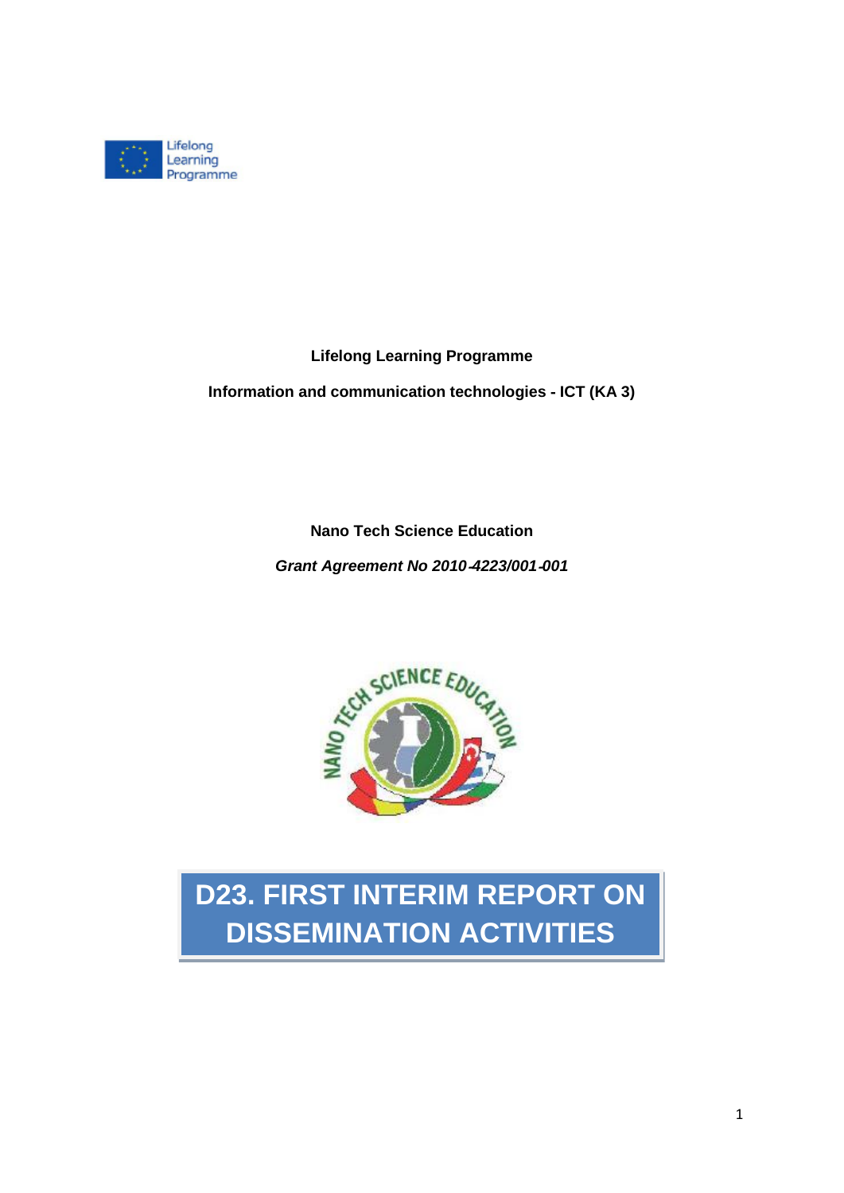**Lifelong Learning Programme**

**Information and communication technologies - ICT (KA 3)**

**Nano Tech Science Education**

***Grant Agreement No 2010-4223/001-001***

# D23. FIRST INTERIM REPORT ON DISSEMINATION ACTIVITIES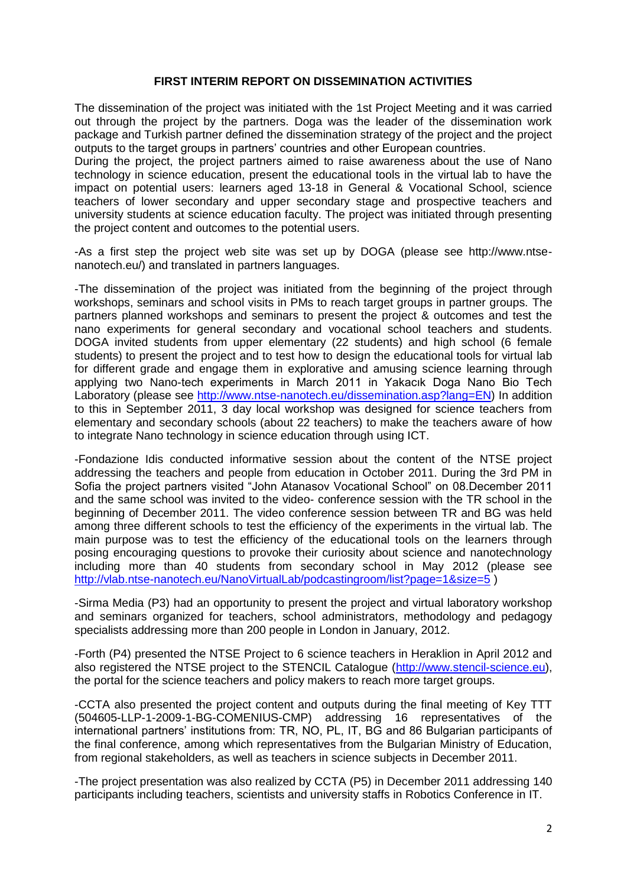**FIRST INTERIM REPORT ON DISSEMINATION ACTIVITIES**

The dissemination of the project was initiated with the 1st Project Meeting and it was carried out through the project by the partners. Doga was the leader of the dissemination work package and Turkish partner defined the dissemination strategy of the project and the project outputs to the target groups in partners' countries and other European countries.

During the project, the project partners aimed to raise awareness about the use of Nano technology in science education, present the educational tools in the virtual lab to have the impact on potential users: learners aged 13-18 in General & Vocational School, science teachers of lower secondary and upper secondary stage and prospective teachers and university students at science education faculty. The project was initiated through presenting the project content and outcomes to the potential users.

-As a first step the project web site was set up by DOGA (please see http://www.ntse-nanotech.eu/) and translated in partners languages.

-The dissemination of the project was initiated from the beginning of the project through workshops, seminars and school visits in PMs to reach target groups in partner groups. The partners planned workshops and seminars to present the project & outcomes and test the nano experiments for general secondary and vocational school teachers and students. DOGA invited students from upper elementary (22 students) and high school (6 female students) to present the project and to test how to design the educational tools for virtual lab for different grade and engage them in explorative and amusing science learning through applying two Nano-tech experiments in March 2011 in Yakacık Doga Nano Bio Tech Laboratory (please see http://www.ntse-nanotech.eu/dissemination.asp?lang=EN) In addition to this in September 2011, 3 day local workshop was designed for science teachers from elementary and secondary schools (about 22 teachers) to make the teachers aware of how to integrate Nano technology in science education through using ICT.

-Fondazione Idis conducted informative session about the content of the NTSE project addressing the teachers and people from education in October 2011. During the 3rd PM in Sofia the project partners visited "John Atanasov Vocational School" on 08.December 2011 and the same school was invited to the video- conference session with the TR school in the beginning of December 2011. The video conference session between TR and BG was held among three different schools to test the efficiency of the experiments in the virtual lab. The main purpose was to test the efficiency of the educational tools on the learners through posing encouraging questions to provoke their curiosity about science and nanotechnology including more than 40 students from secondary school in May 2012 (please see http://vlab.ntse-nanotech.eu/NanoVirtualLab/podcastingroom/list?page=1&size=5 )

-Sirma Media (P3) had an opportunity to present the project and virtual laboratory workshop and seminars organized for teachers, school administrators, methodology and pedagogy specialists addressing more than 200 people in London in January, 2012.

-Forth (P4) presented the NTSE Project to 6 science teachers in Heraklion in April 2012 and also registered the NTSE project to the STENCIL Catalogue (http://www.stencil-science.eu), the portal for the science teachers and policy makers to reach more target groups.

-CCTA also presented the project content and outputs during the final meeting of Key TTT (504605-LLP-1-2009-1-BG-COMENIUS-CMP) addressing 16 representatives of the international partners' institutions from: TR, NO, PL, IT, BG and 86 Bulgarian participants of the final conference, among which representatives from the Bulgarian Ministry of Education, from regional stakeholders, as well as teachers in science subjects in December 2011.

-The project presentation was also realized by CCTA (P5) in December 2011 addressing 140 participants including teachers, scientists and university staffs in Robotics Conference in IT.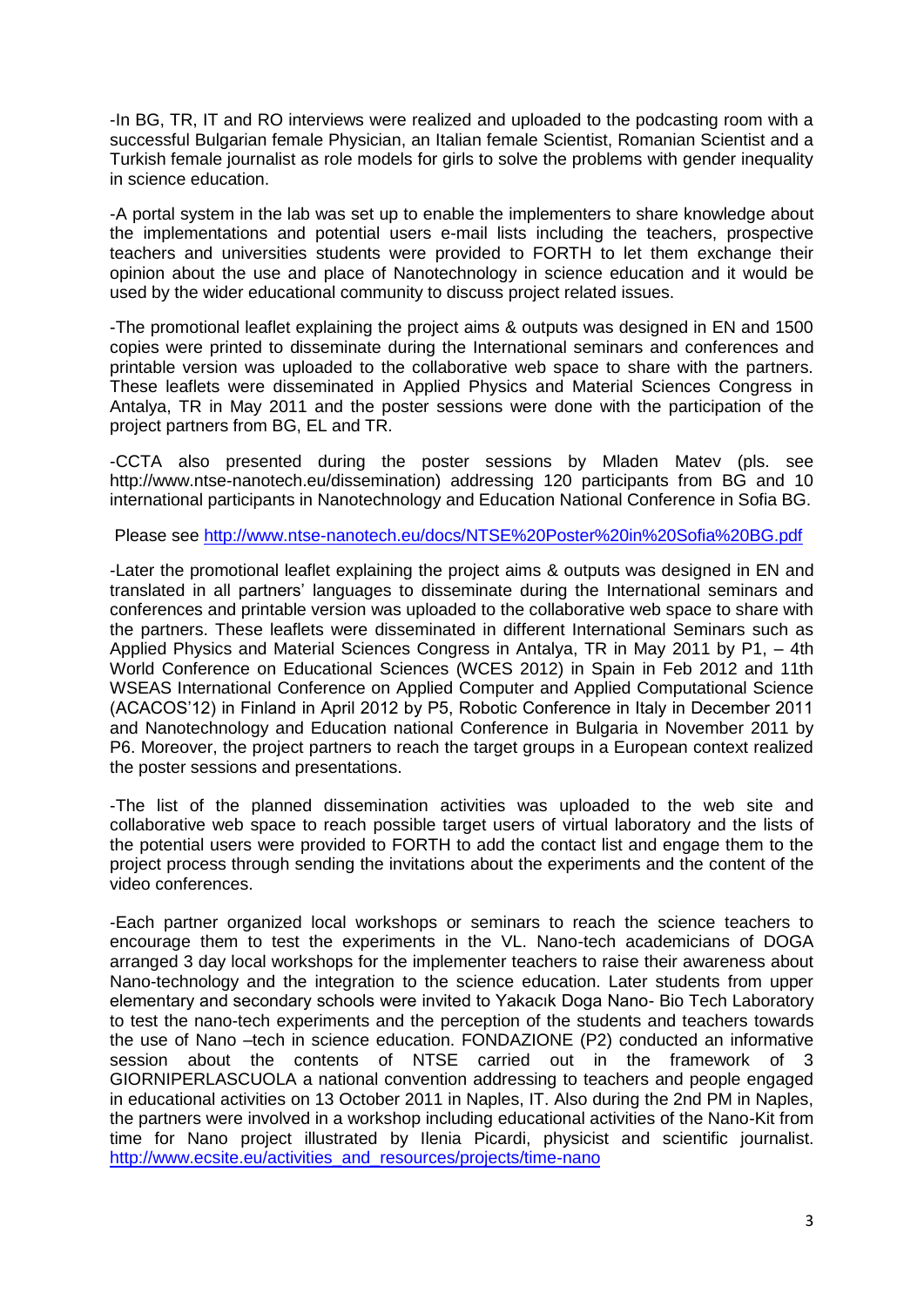-In BG, TR, IT and RO interviews were realized and uploaded to the podcasting room with a successful Bulgarian female Physician, an Italian female Scientist, Romanian Scientist and a Turkish female journalist as role models for girls to solve the problems with gender inequality in science education.

-A portal system in the lab was set up to enable the implementers to share knowledge about the implementations and potential users e-mail lists including the teachers, prospective teachers and universities students were provided to FORTH to let them exchange their opinion about the use and place of Nanotechnology in science education and it would be used by the wider educational community to discuss project related issues.

-The promotional leaflet explaining the project aims & outputs was designed in EN and 1500 copies were printed to disseminate during the International seminars and conferences and printable version was uploaded to the collaborative web space to share with the partners. These leaflets were disseminated in Applied Physics and Material Sciences Congress in Antalya, TR in May 2011 and the poster sessions were done with the participation of the project partners from BG, EL and TR.

-CCTA also presented during the poster sessions by Mladen Matev (pls. see http://www.ntse-nanotech.eu/dissemination) addressing 120 participants from BG and 10 international participants in Nanotechnology and Education National Conference in Sofia BG.

Please see http://www.ntse-nanotech.eu/docs/NTSE%20Poster%20in%20Sofia%20BG.pdf

-Later the promotional leaflet explaining the project aims & outputs was designed in EN and translated in all partners' languages to disseminate during the International seminars and conferences and printable version was uploaded to the collaborative web space to share with the partners. These leaflets were disseminated in different International Seminars such as Applied Physics and Material Sciences Congress in Antalya, TR in May 2011 by P1, – 4th World Conference on Educational Sciences (WCES 2012) in Spain in Feb 2012 and 11th WSEAS International Conference on Applied Computer and Applied Computational Science (ACACOS'12) in Finland in April 2012 by P5, Robotic Conference in Italy in December 2011 and Nanotechnology and Education national Conference in Bulgaria in November 2011 by P6. Moreover, the project partners to reach the target groups in a European context realized the poster sessions and presentations.

-The list of the planned dissemination activities was uploaded to the web site and collaborative web space to reach possible target users of virtual laboratory and the lists of the potential users were provided to FORTH to add the contact list and engage them to the project process through sending the invitations about the experiments and the content of the video conferences.

-Each partner organized local workshops or seminars to reach the science teachers to encourage them to test the experiments in the VL. Nano-tech academicians of DOGA arranged 3 day local workshops for the implementer teachers to raise their awareness about Nano-technology and the integration to the science education. Later students from upper elementary and secondary schools were invited to Yakacık Doga Nano- Bio Tech Laboratory to test the nano-tech experiments and the perception of the students and teachers towards the use of Nano –tech in science education. FONDAZIONE (P2) conducted an informative session about the contents of NTSE carried out in the framework of 3 GIORNIPERLASCUOLA a national convention addressing to teachers and people engaged in educational activities on 13 October 2011 in Naples, IT. Also during the 2nd PM in Naples, the partners were involved in a workshop including educational activities of the Nano-Kit from time for Nano project illustrated by Ilenia Picardi, physicist and scientific journalist. http://www.ecsite.eu/activities_and_resources/projects/time-nano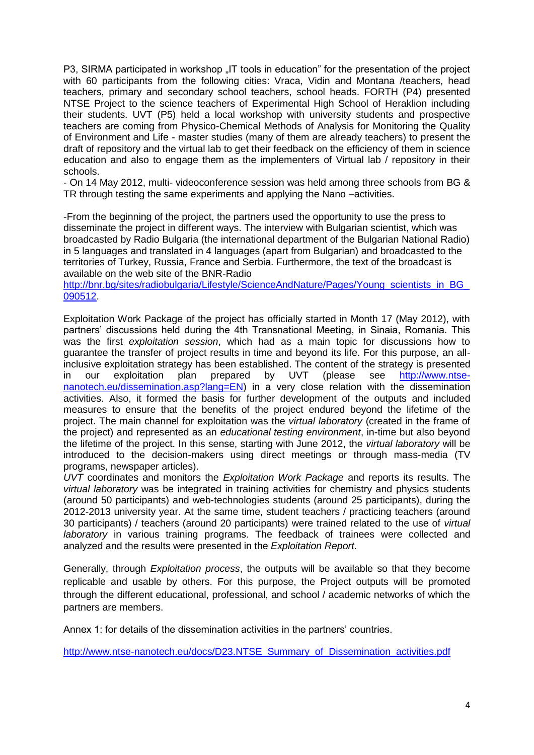P3, SIRMA participated in workshop „IT tools in education" for the presentation of the project with 60 participants from the following cities: Vraca, Vidin and Montana /teachers, head teachers, primary and secondary school teachers, school heads. FORTH (P4) presented NTSE Project to the science teachers of Experimental High School of Heraklion including their students. UVT (P5) held a local workshop with university students and prospective teachers are coming from Physico-Chemical Methods of Analysis for Monitoring the Quality of Environment and Life - master studies (many of them are already teachers) to present the draft of repository and the virtual lab to get their feedback on the efficiency of them in science education and also to engage them as the implementers of Virtual lab / repository in their schools.

- On 14 May 2012, multi- videoconference session was held among three schools from BG & TR through testing the same experiments and applying the Nano –activities.

-From the beginning of the project, the partners used the opportunity to use the press to disseminate the project in different ways. The interview with Bulgarian scientist, which was broadcasted by Radio Bulgaria (the international department of the Bulgarian National Radio) in 5 languages and translated in 4 languages (apart from Bulgarian) and broadcasted to the territories of Turkey, Russia, France and Serbia. Furthermore, the text of the broadcast is available on the web site of the BNR-Radio http://bnr.bg/sites/radiobulgaria/Lifestyle/ScienceAndNature/Pages/Young_scientists_in_BG_090512.

Exploitation Work Package of the project has officially started in Month 17 (May 2012), with partners' discussions held during the 4th Transnational Meeting, in Sinaia, Romania. This was the first *exploitation session*, which had as a main topic for discussions how to guarantee the transfer of project results in time and beyond its life. For this purpose, an all-inclusive exploitation strategy has been established. The content of the strategy is presented in our exploitation plan prepared by UVT (please see http://www.ntse-nanotech.eu/dissemination.asp?lang=EN) in a very close relation with the dissemination activities. Also, it formed the basis for further development of the outputs and included measures to ensure that the benefits of the project endured beyond the lifetime of the project. The main channel for exploitation was the *virtual laboratory* (created in the frame of the project) and represented as an *educational testing environment*, in-time but also beyond the lifetime of the project. In this sense, starting with June 2012, the *virtual laboratory* will be introduced to the decision-makers using direct meetings or through mass-media (TV programs, newspaper articles).

*UVT* coordinates and monitors the *Exploitation Work Package* and reports its results. The *virtual laboratory* was be integrated in training activities for chemistry and physics students (around 50 participants) and web-technologies students (around 25 participants), during the 2012-2013 university year. At the same time, student teachers / practicing teachers (around 30 participants) / teachers (around 20 participants) were trained related to the use of *virtual laboratory* in various training programs. The feedback of trainees were collected and analyzed and the results were presented in the *Exploitation Report*.

Generally, through *Exploitation process*, the outputs will be available so that they become replicable and usable by others. For this purpose, the Project outputs will be promoted through the different educational, professional, and school / academic networks of which the partners are members.

Annex 1: for details of the dissemination activities in the partners' countries.

http://www.ntse-nanotech.eu/docs/D23.NTSE_Summary_of_Dissemination_activities.pdf